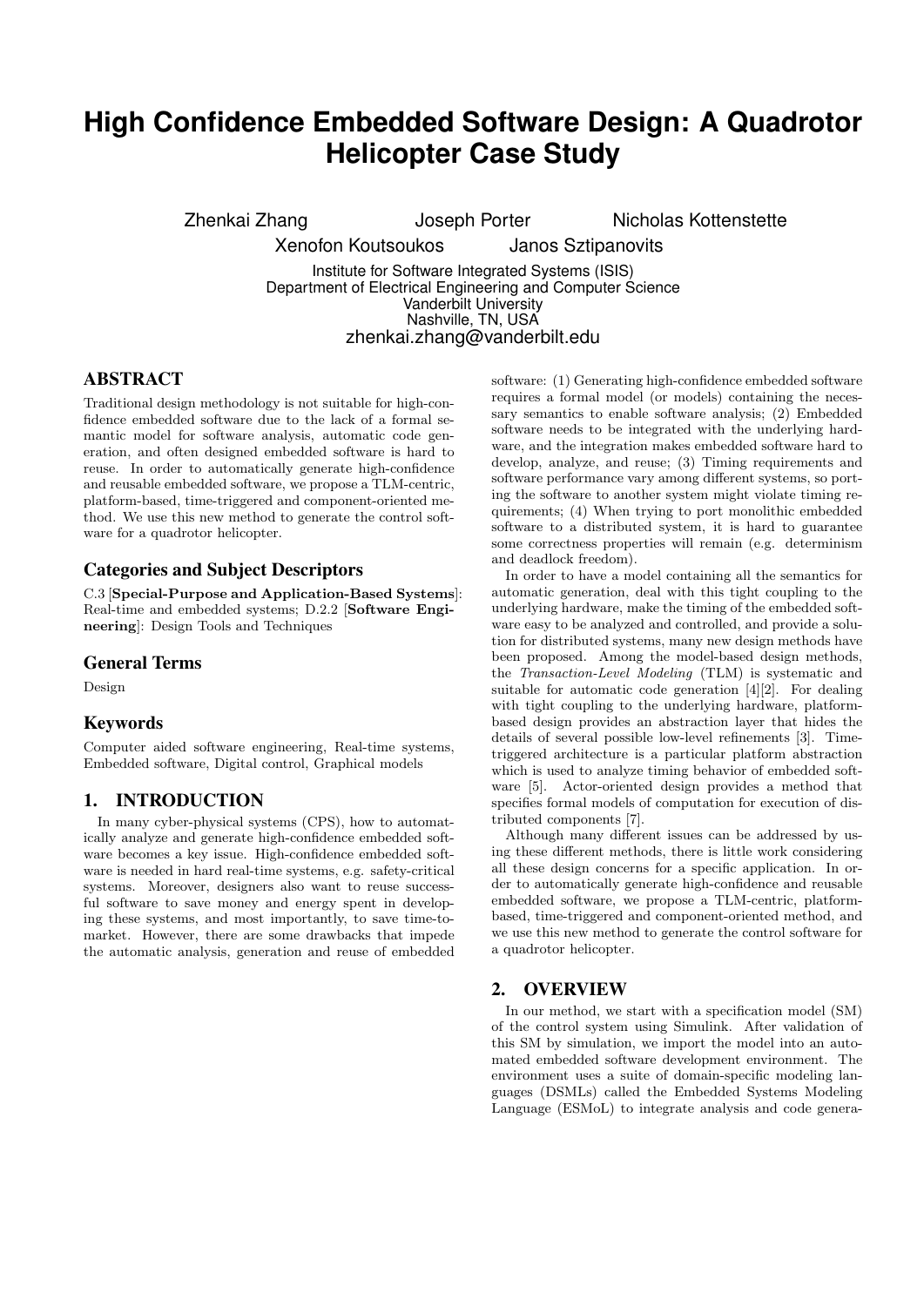# High Confidence Embedded Software Design: A Quadrotor Helicopter Case Study

Zhenkai Zhang  Joseph Porter  Nicholas Kottenstette
Xenofon Koutsoukos  Janos Sztipanovits

Institute for Software Integrated Systems (ISIS)
Department of Electrical Engineering and Computer Science
Vanderbilt University
Nashville, TN, USA
zhenkai.zhang@vanderbilt.edu

## ABSTRACT

Traditional design methodology is not suitable for high-confidence embedded software due to the lack of a formal semantic model for software analysis, automatic code generation, and often designed embedded software is hard to reuse. In order to automatically generate high-confidence and reusable embedded software, we propose a TLM-centric, platform-based, time-triggered and component-oriented method. We use this new method to generate the control software for a quadrotor helicopter.

### Categories and Subject Descriptors

C.3 [**Special-Purpose and Application-Based Systems**]: Real-time and embedded systems; D.2.2 [**Software Engineering**]: Design Tools and Techniques

### General Terms

Design

### Keywords

Computer aided software engineering, Real-time systems, Embedded software, Digital control, Graphical models

## 1. INTRODUCTION

In many cyber-physical systems (CPS), how to automatically analyze and generate high-confidence embedded software becomes a key issue. High-confidence embedded software is needed in hard real-time systems, e.g. safety-critical systems. Moreover, designers also want to reuse successful software to save money and energy spent in developing these systems, and most importantly, to save time-to-market. However, there are some drawbacks that impede the automatic analysis, generation and reuse of embedded software: (1) Generating high-confidence embedded software requires a formal model (or models) containing the necessary semantics to enable software analysis; (2) Embedded software needs to be integrated with the underlying hardware, and the integration makes embedded software hard to develop, analyze, and reuse; (3) Timing requirements and software performance vary among different systems, so porting the software to another system might violate timing requirements; (4) When trying to port monolithic embedded software to a distributed system, it is hard to guarantee some correctness properties will remain (e.g. determinism and deadlock freedom).

In order to have a model containing all the semantics for automatic generation, deal with this tight coupling to the underlying hardware, make the timing of the embedded software easy to be analyzed and controlled, and provide a solution for distributed systems, many new design methods have been proposed. Among the model-based design methods, the *Transaction-Level Modeling* (TLM) is systematic and suitable for automatic code generation [4][2]. For dealing with tight coupling to the underlying hardware, platform-based design provides an abstraction layer that hides the details of several possible low-level refinements [3]. Time-triggered architecture is a particular platform abstraction which is used to analyze timing behavior of embedded software [5]. Actor-oriented design provides a method that specifies formal models of computation for execution of distributed components [7].

Although many different issues can be addressed by using these different methods, there is little work considering all these design concerns for a specific application. In order to automatically generate high-confidence and reusable embedded software, we propose a TLM-centric, platform-based, time-triggered and component-oriented method, and we use this new method to generate the control software for a quadrotor helicopter.

## 2. OVERVIEW

In our method, we start with a specification model (SM) of the control system using Simulink. After validation of this SM by simulation, we import the model into an automated embedded software development environment. The environment uses a suite of domain-specific modeling languages (DSMLs) called the Embedded Systems Modeling Language (ESMoL) to integrate analysis and code genera-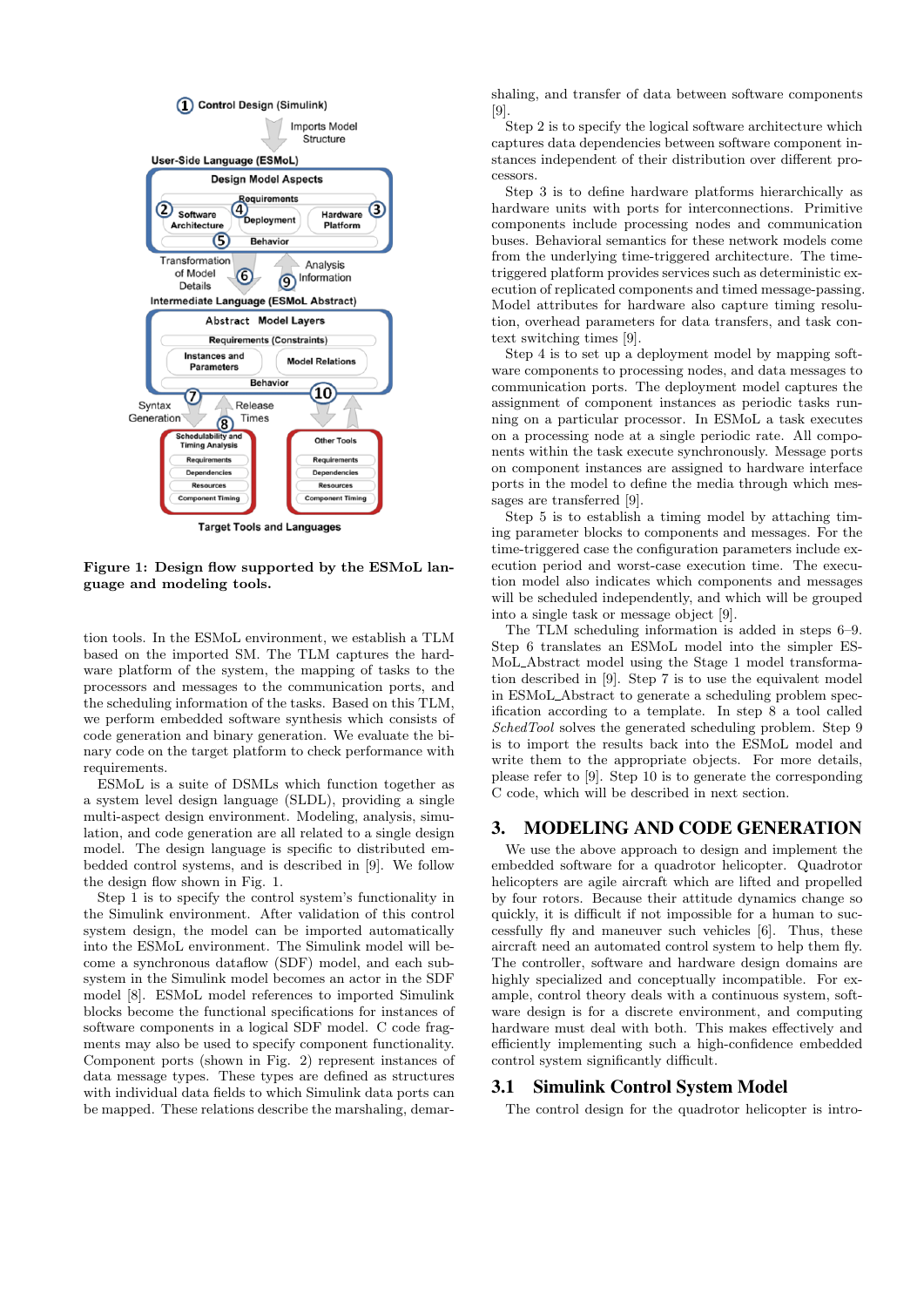**Figure 1: Design flow supported by the ESMoL language and modeling tools.**

tion tools. In the ESMoL environment, we establish a TLM based on the imported SM. The TLM captures the hardware platform of the system, the mapping of tasks to the processors and messages to the communication ports, and the scheduling information of the tasks. Based on this TLM, we perform embedded software synthesis which consists of code generation and binary generation. We evaluate the binary code on the target platform to check performance with requirements.

ESMoL is a suite of DSMLs which function together as a system level design language (SLDL), providing a single multi-aspect design environment. Modeling, analysis, simulation, and code generation are all related to a single design model. The design language is specific to distributed embedded control systems, and is described in [9]. We follow the design flow shown in Fig. 1.

Step 1 is to specify the control system's functionality in the Simulink environment. After validation of this control system design, the model can be imported automatically into the ESMoL environment. The Simulink model will become a synchronous dataflow (SDF) model, and each subsystem in the Simulink model becomes an actor in the SDF model [8]. ESMoL model references to imported Simulink blocks become the functional specifications for instances of software components in a logical SDF model. C code fragments may also be used to specify component functionality. Component ports (shown in Fig. 2) represent instances of data message types. These types are defined as structures with individual data fields to which Simulink data ports can be mapped. These relations describe the marshaling, demarshaling, and transfer of data between software components [9].

Step 2 is to specify the logical software architecture which captures data dependencies between software component instances independent of their distribution over different processors.

Step 3 is to define hardware platforms hierarchically as hardware units with ports for interconnections. Primitive components include processing nodes and communication buses. Behavioral semantics for these network models come from the underlying time-triggered architecture. The time-triggered platform provides services such as deterministic execution of replicated components and timed message-passing. Model attributes for hardware also capture timing resolution, overhead parameters for data transfers, and task context switching times [9].

Step 4 is to set up a deployment model by mapping software components to processing nodes, and data messages to communication ports. The deployment model captures the assignment of component instances as periodic tasks running on a particular processor. In ESMoL a task executes on a processing node at a single periodic rate. All components within the task execute synchronously. Message ports on component instances are assigned to hardware interface ports in the model to define the media through which messages are transferred [9].

Step 5 is to establish a timing model by attaching timing parameter blocks to components and messages. For the time-triggered case the configuration parameters include execution period and worst-case execution time. The execution model also indicates which components and messages will be scheduled independently, and which will be grouped into a single task or message object [9].

The TLM scheduling information is added in steps 6–9. Step 6 translates an ESMoL model into the simpler ESMoL_Abstract model using the Stage 1 model transformation described in [9]. Step 7 is to use the equivalent model in ESMoL_Abstract to generate a scheduling problem specification according to a template. In step 8 a tool called *SchedTool* solves the generated scheduling problem. Step 9 is to import the results back into the ESMoL model and write them to the appropriate objects. For more details, please refer to [9]. Step 10 is to generate the corresponding C code, which will be described in next section.

# 3. MODELING AND CODE GENERATION

We use the above approach to design and implement the embedded software for a quadrotor helicopter. Quadrotor helicopters are agile aircraft which are lifted and propelled by four rotors. Because their attitude dynamics change so quickly, it is difficult if not impossible for a human to successfully fly and maneuver such vehicles [6]. Thus, these aircraft need an automated control system to help them fly. The controller, software and hardware design domains are highly specialized and conceptually incompatible. For example, control theory deals with a continuous system, software design is for a discrete environment, and computing hardware must deal with both. This makes effectively and efficiently implementing such a high-confidence embedded control system significantly difficult.

## 3.1 Simulink Control System Model

The control design for the quadrotor helicopter is intro-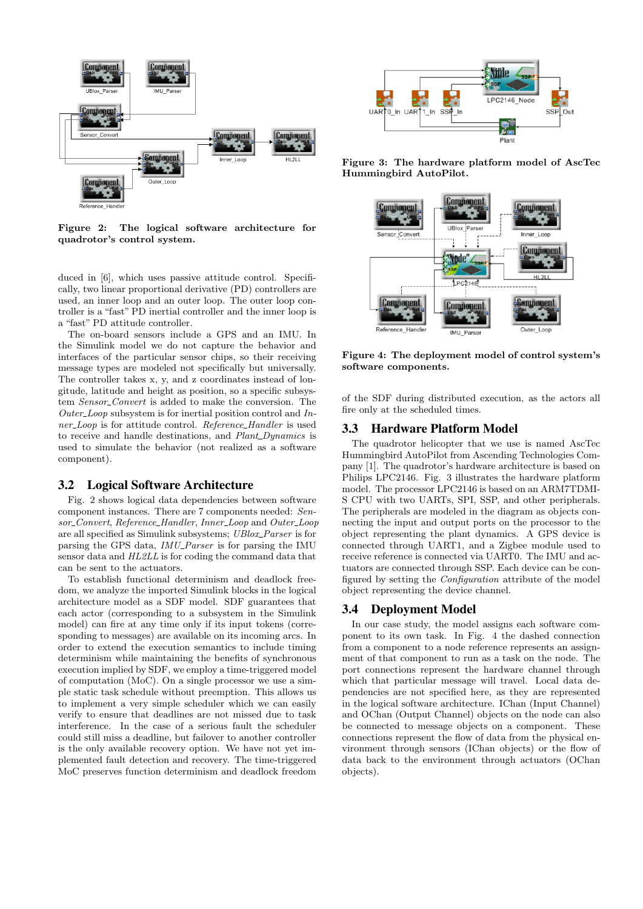Figure 2: The logical software architecture for quadrotor's control system.

duced in [6], which uses passive attitude control. Specifically, two linear proportional derivative (PD) controllers are used, an inner loop and an outer loop. The outer loop controller is a "fast" PD inertial controller and the inner loop is a "fast" PD attitude controller.

The on-board sensors include a GPS and an IMU. In the Simulink model we do not capture the behavior and interfaces of the particular sensor chips, so their receiving message types are modeled not specifically but universally. The controller takes x, y, and z coordinates instead of longitude, latitude and height as position, so a specific subsystem *Sensor_Convert* is added to make the conversion. The *Outer_Loop* subsystem is for inertial position control and *Inner_Loop* is for attitude control. *Reference_Handler* is used to receive and handle destinations, and *Plant_Dynamics* is used to simulate the behavior (not realized as a software component).

## 3.2 Logical Software Architecture

Fig. 2 shows logical data dependencies between software component instances. There are 7 components needed: *Sensor_Convert*, *Reference_Handler*, *Inner_Loop* and *Outer_Loop* are all specified as Simulink subsystems; *UBlox_Parser* is for parsing the GPS data, *IMU_Parser* is for parsing the IMU sensor data and *HL2LL* is for coding the command data that can be sent to the actuators.

To establish functional determinism and deadlock freedom, we analyze the imported Simulink blocks in the logical architecture model as a SDF model. SDF guarantees that each actor (corresponding to a subsystem in the Simulink model) can fire at any time only if its input tokens (corresponding to messages) are available on its incoming arcs. In order to extend the execution semantics to include timing determinism while maintaining the benefits of synchronous execution implied by SDF, we employ a time-triggered model of computation (MoC). On a single processor we use a simple static task schedule without preemption. This allows us to implement a very simple scheduler which we can easily verify to ensure that deadlines are not missed due to task interference. In the case of a serious fault the scheduler could still miss a deadline, but failover to another controller is the only available recovery option. We have not yet implemented fault detection and recovery. The time-triggered MoC preserves function determinism and deadlock freedom

Figure 3: The hardware platform model of AscTec Hummingbird AutoPilot.

Figure 4: The deployment model of control system's software components.

of the SDF during distributed execution, as the actors all fire only at the scheduled times.

## 3.3 Hardware Platform Model

The quadrotor helicopter that we use is named AscTec Hummingbird AutoPilot from Ascending Technologies Company [1]. The quadrotor's hardware architecture is based on Philips LPC2146. Fig. 3 illustrates the hardware platform model. The processor LPC2146 is based on an ARM7TDMI-S CPU with two UARTs, SPI, SSP, and other peripherals. The peripherals are modeled in the diagram as objects connecting the input and output ports on the processor to the object representing the plant dynamics. A GPS device is connected through UART1, and a Zigbee module used to receive reference is connected via UART0. The IMU and actuators are connected through SSP. Each device can be configured by setting the *Configuration* attribute of the model object representing the device channel.

## 3.4 Deployment Model

In our case study, the model assigns each software component to its own task. In Fig. 4 the dashed connection from a component to a node reference represents an assignment of that component to run as a task on the node. The port connections represent the hardware channel through which that particular message will travel. Local data dependencies are not specified here, as they are represented in the logical software architecture. IChan (Input Channel) and OChan (Output Channel) objects on the node can also be connected to message objects on a component. These connections represent the flow of data from the physical environment through sensors (IChan objects) or the flow of data back to the environment through actuators (OChan objects).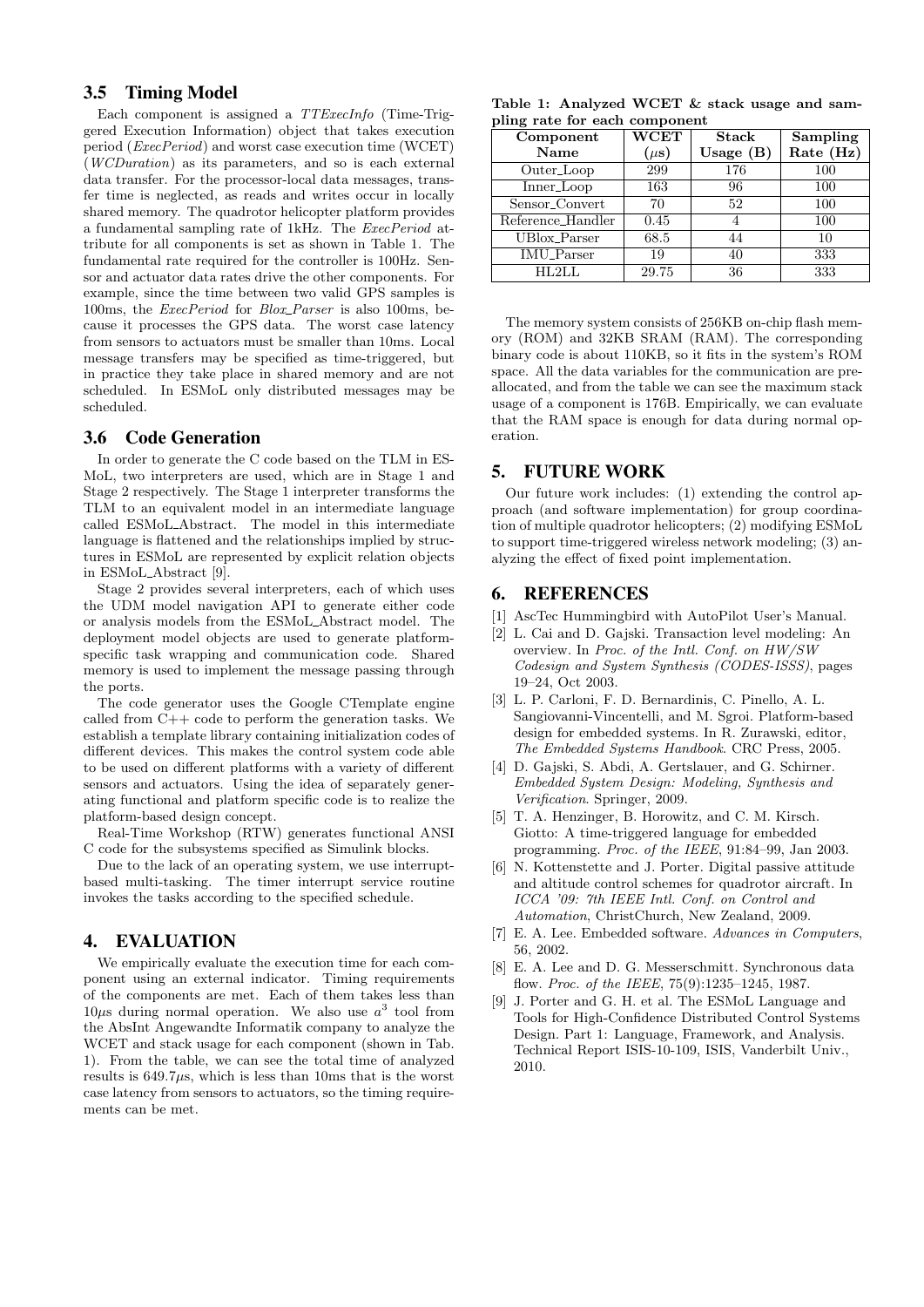### 3.5 Timing Model

Each component is assigned a *TTExecInfo* (Time-Triggered Execution Information) object that takes execution period (*ExecPeriod*) and worst case execution time (WCET) (*WCDuration*) as its parameters, and so is each external data transfer. For the processor-local data messages, transfer time is neglected, as reads and writes occur in locally shared memory. The quadrotor helicopter platform provides a fundamental sampling rate of 1kHz. The *ExecPeriod* attribute for all components is set as shown in Table 1. The fundamental rate required for the controller is 100Hz. Sensor and actuator data rates drive the other components. For example, since the time between two valid GPS samples is 100ms, the *ExecPeriod* for *Blox_Parser* is also 100ms, because it processes the GPS data. The worst case latency from sensors to actuators must be smaller than 10ms. Local message transfers may be specified as time-triggered, but in practice they take place in shared memory and are not scheduled. In ESMoL only distributed messages may be scheduled.

### 3.6 Code Generation

In order to generate the C code based on the TLM in ESMoL, two interpreters are used, which are in Stage 1 and Stage 2 respectively. The Stage 1 interpreter transforms the TLM to an equivalent model in an intermediate language called ESMoL_Abstract. The model in this intermediate language is flattened and the relationships implied by structures in ESMoL are represented by explicit relation objects in ESMoL_Abstract [9].

Stage 2 provides several interpreters, each of which uses the UDM model navigation API to generate either code or analysis models from the ESMoL_Abstract model. The deployment model objects are used to generate platform-specific task wrapping and communication code. Shared memory is used to implement the message passing through the ports.

The code generator uses the Google CTemplate engine called from C++ code to perform the generation tasks. We establish a template library containing initialization codes of different devices. This makes the control system code able to be used on different platforms with a variety of different sensors and actuators. Using the idea of separately generating functional and platform specific code is to realize the platform-based design concept.

Real-Time Workshop (RTW) generates functional ANSI C code for the subsystems specified as Simulink blocks.

Due to the lack of an operating system, we use interrupt-based multi-tasking. The timer interrupt service routine invokes the tasks according to the specified schedule.

## 4. EVALUATION

We empirically evaluate the execution time for each component using an external indicator. Timing requirements of the components are met. Each of them takes less than $10\mu s$ during normal operation. We also use $a^3$ tool from the AbsInt Angewandte Informatik company to analyze the WCET and stack usage for each component (shown in Tab. 1). From the table, we can see the total time of analyzed results is $649.7\mu s$, which is less than 10ms that is the worst case latency from sensors to actuators, so the timing requirements can be met.

**Table 1: Analyzed WCET & stack usage and sampling rate for each component**

| Component Name | WCET ($\mu$s) | Stack Usage (B) | Sampling Rate (Hz) |
|---|---|---|---|
| Outer_Loop | 299 | 176 | 100 |
| Inner_Loop | 163 | 96 | 100 |
| Sensor_Convert | 70 | 52 | 100 |
| Reference_Handler | 0.45 | 4 | 100 |
| UBlox_Parser | 68.5 | 44 | 10 |
| IMU_Parser | 19 | 40 | 333 |
| HL2LL | 29.75 | 36 | 333 |

The memory system consists of 256KB on-chip flash memory (ROM) and 32KB SRAM (RAM). The corresponding binary code is about 110KB, so it fits in the system's ROM space. All the data variables for the communication are preallocated, and from the table we can see the maximum stack usage of a component is 176B. Empirically, we can evaluate that the RAM space is enough for data during normal operation.

## 5. FUTURE WORK

Our future work includes: (1) extending the control approach (and software implementation) for group coordination of multiple quadrotor helicopters; (2) modifying ESMoL to support time-triggered wireless network modeling; (3) analyzing the effect of fixed point implementation.

## 6. REFERENCES

[1] AscTec Hummingbird with AutoPilot User's Manual.

[2] L. Cai and D. Gajski. Transaction level modeling: An overview. In *Proc. of the Intl. Conf. on HW/SW Codesign and System Synthesis (CODES-ISSS)*, pages 19–24, Oct 2003.

[3] L. P. Carloni, F. D. Bernardinis, C. Pinello, A. L. Sangiovanni-Vincentelli, and M. Sgroi. Platform-based design for embedded systems. In R. Zurawski, editor, *The Embedded Systems Handbook*. CRC Press, 2005.

[4] D. Gajski, S. Abdi, A. Gertslauer, and G. Schirner. *Embedded System Design: Modeling, Synthesis and Verification*. Springer, 2009.

[5] T. A. Henzinger, B. Horowitz, and C. M. Kirsch. Giotto: A time-triggered language for embedded programming. *Proc. of the IEEE*, 91:84–99, Jan 2003.

[6] N. Kottenstette and J. Porter. Digital passive attitude and altitude control schemes for quadrotor aircraft. In *ICCA '09: 7th IEEE Intl. Conf. on Control and Automation*, ChristChurch, New Zealand, 2009.

[7] E. A. Lee. Embedded software. *Advances in Computers*, 56, 2002.

[8] E. A. Lee and D. G. Messerschmitt. Synchronous data flow. *Proc. of the IEEE*, 75(9):1235–1245, 1987.

[9] J. Porter and G. H. et al. The ESMoL Language and Tools for High-Confidence Distributed Control Systems Design. Part 1: Language, Framework, and Analysis. Technical Report ISIS-10-109, ISIS, Vanderbilt Univ., 2010.